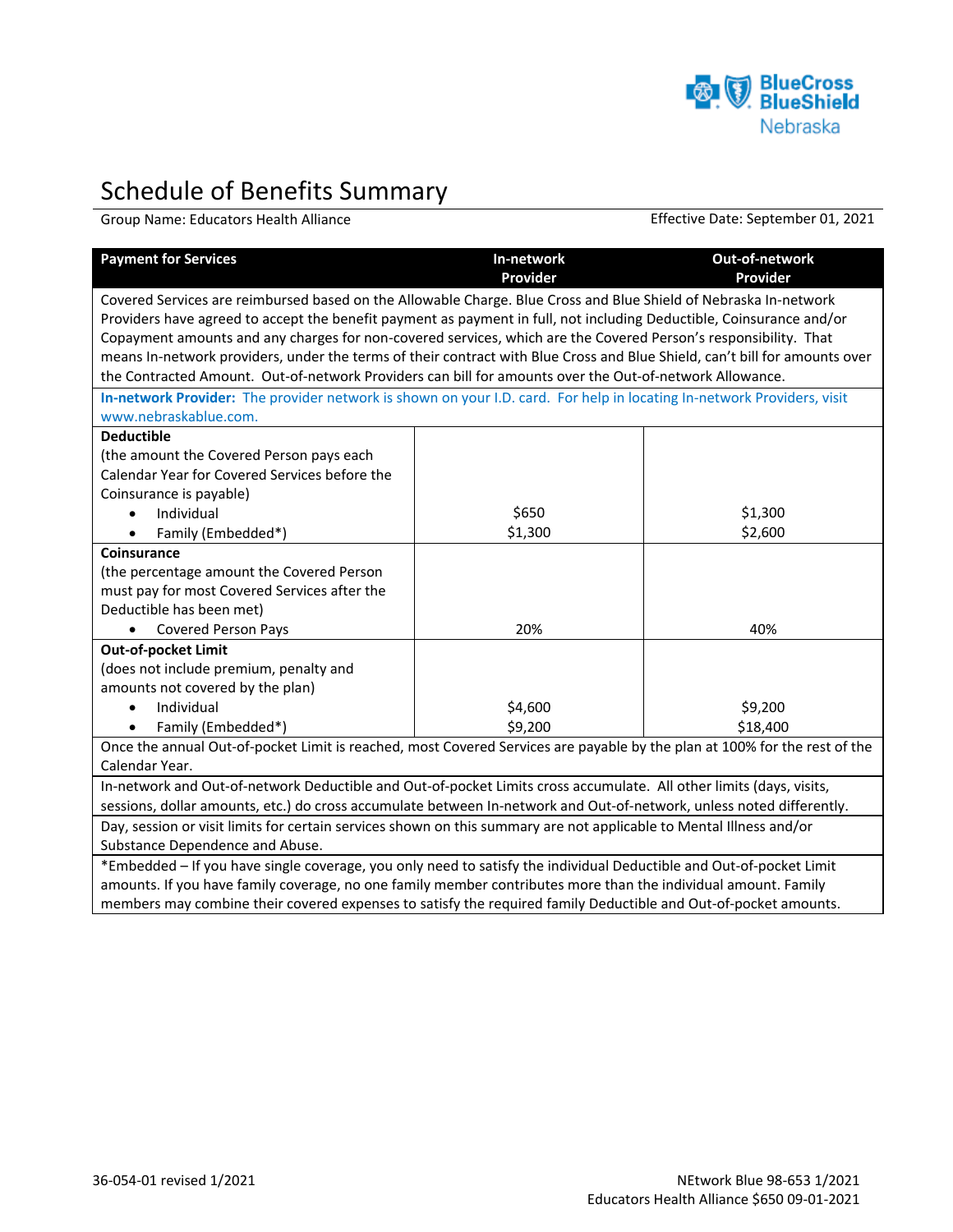# Schedule of Benefits Summary

Group Name: Educators Health Alliance    Effective Date: September 01, 2021

| Payment for Services | In-network Provider | Out-of-network Provider |
|---|---|---|
| Covered Services are reimbursed based on the Allowable Charge. Blue Cross and Blue Shield of Nebraska In-network Providers have agreed to accept the benefit payment as payment in full, not including Deductible, Coinsurance and/or Copayment amounts and any charges for non-covered services, which are the Covered Person's responsibility. That means In-network providers, under the terms of their contract with Blue Cross and Blue Shield, can't bill for amounts over the Contracted Amount. Out-of-network Providers can bill for amounts over the Out-of-network Allowance. | | |
| **In-network Provider:** The provider network is shown on your I.D. card. For help in locating In-network Providers, visit www.nebraskablue.com. | | |
| **Deductible**<br>(the amount the Covered Person pays each Calendar Year for Covered Services before the Coinsurance is payable) | | |
| • Individual | $650 | $1,300 |
| • Family (Embedded*) | $1,300 | $2,600 |
| **Coinsurance**<br>(the percentage amount the Covered Person must pay for most Covered Services after the Deductible has been met) | | |
| • Covered Person Pays | 20% | 40% |
| **Out-of-pocket Limit**<br>(does not include premium, penalty and amounts not covered by the plan) | | |
| • Individual | $4,600 | $9,200 |
| • Family (Embedded*) | $9,200 | $18,400 |
| Once the annual Out-of-pocket Limit is reached, most Covered Services are payable by the plan at 100% for the rest of the Calendar Year. | | |
| In-network and Out-of-network Deductible and Out-of-pocket Limits cross accumulate. All other limits (days, visits, sessions, dollar amounts, etc.) do cross accumulate between In-network and Out-of-network, unless noted differently. | | |
| Day, session or visit limits for certain services shown on this summary are not applicable to Mental Illness and/or Substance Dependence and Abuse. | | |
| *Embedded – If you have single coverage, you only need to satisfy the individual Deductible and Out-of-pocket Limit amounts. If you have family coverage, no one family member contributes more than the individual amount. Family members may combine their covered expenses to satisfy the required family Deductible and Out-of-pocket amounts. | | |

36-054-01 revised 1/2021

NEtwork Blue 98-653 1/2021
Educators Health Alliance $650 09-01-2021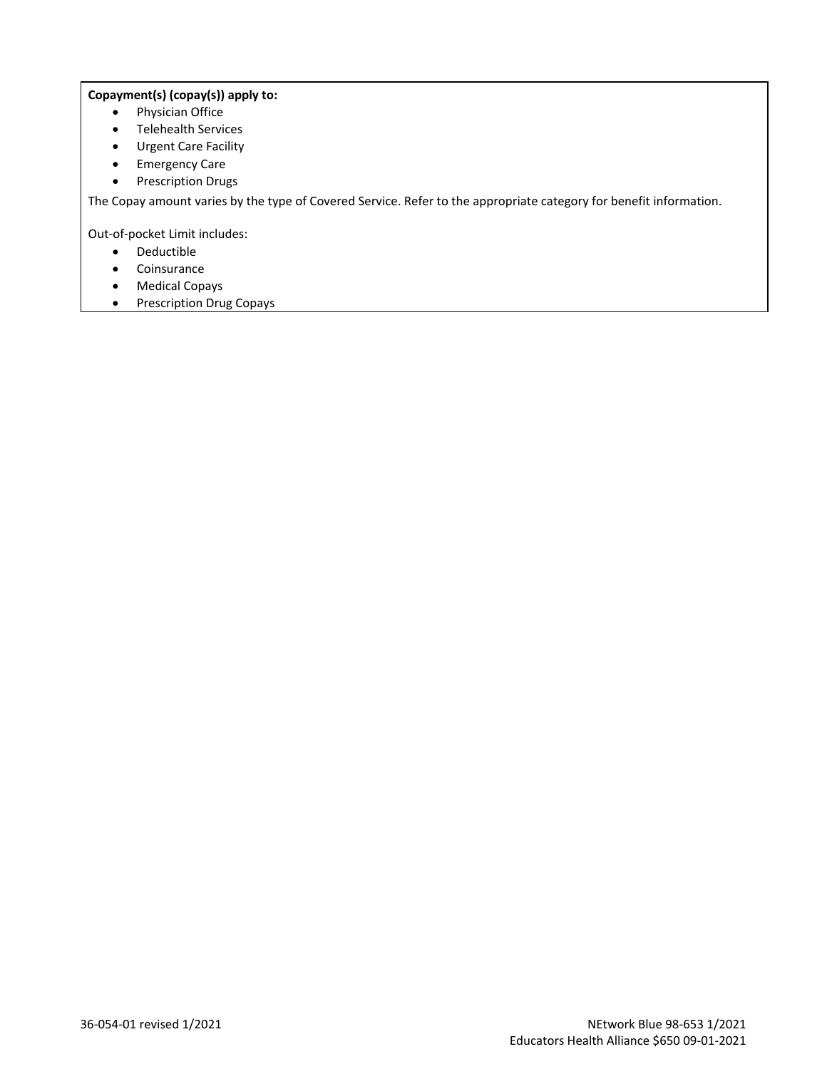**Copayment(s) (copay(s)) apply to:**

- Physician Office
- Telehealth Services
- Urgent Care Facility
- Emergency Care
- Prescription Drugs

The Copay amount varies by the type of Covered Service. Refer to the appropriate category for benefit information.

Out-of-pocket Limit includes:

- Deductible
- Coinsurance
- Medical Copays
- Prescription Drug Copays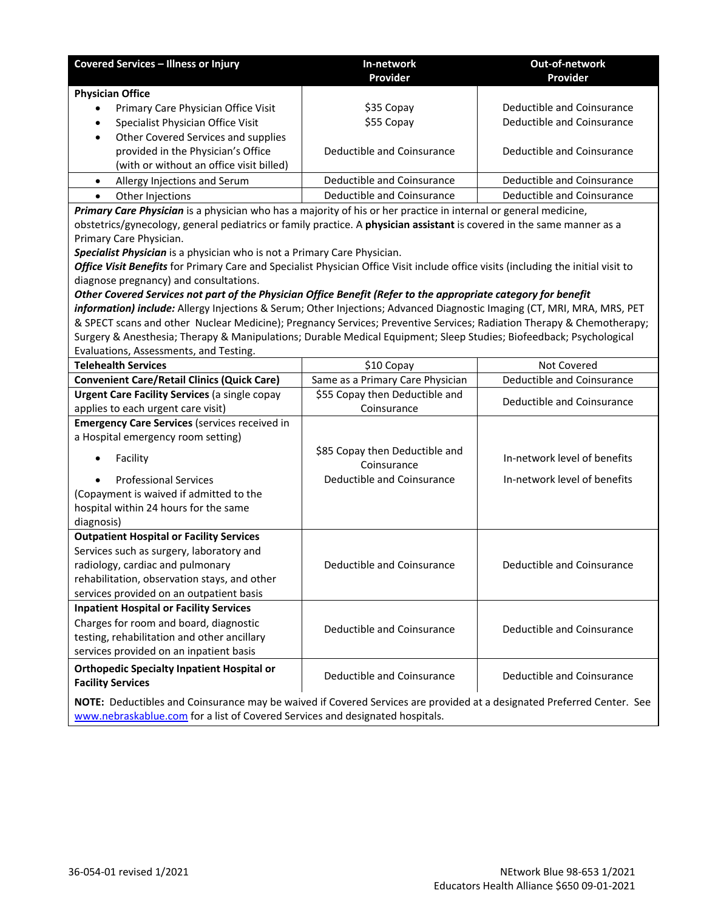| Covered Services – Illness or Injury | In-network Provider | Out-of-network Provider |
|---|---|---|
| **Physician Office** | | |
| • Primary Care Physician Office Visit | $35 Copay | Deductible and Coinsurance |
| • Specialist Physician Office Visit | $55 Copay | Deductible and Coinsurance |
| • Other Covered Services and supplies provided in the Physician's Office (with or without an office visit billed) | Deductible and Coinsurance | Deductible and Coinsurance |
| • Allergy Injections and Serum | Deductible and Coinsurance | Deductible and Coinsurance |
| • Other Injections | Deductible and Coinsurance | Deductible and Coinsurance |

***Primary Care Physician*** is a physician who has a majority of his or her practice in internal or general medicine, obstetrics/gynecology, general pediatrics or family practice. A **physician assistant** is covered in the same manner as a Primary Care Physician.

***Specialist Physician*** is a physician who is not a Primary Care Physician.

***Office Visit Benefits*** for Primary Care and Specialist Physician Office Visit include office visits (including the initial visit to diagnose pregnancy) and consultations.

***Other Covered Services not part of the Physician Office Benefit (Refer to the appropriate category for benefit information) include:*** Allergy Injections & Serum; Other Injections; Advanced Diagnostic Imaging (CT, MRI, MRA, MRS, PET & SPECT scans and other Nuclear Medicine); Pregnancy Services; Preventive Services; Radiation Therapy & Chemotherapy; Surgery & Anesthesia; Therapy & Manipulations; Durable Medical Equipment; Sleep Studies; Biofeedback; Psychological Evaluations, Assessments, and Testing.

| Covered Services – Illness or Injury | In-network Provider | Out-of-network Provider |
|---|---|---|
| **Telehealth Services** | $10 Copay | Not Covered |
| **Convenient Care/Retail Clinics (Quick Care)** | Same as a Primary Care Physician | Deductible and Coinsurance |
| **Urgent Care Facility Services** (a single copay applies to each urgent care visit) | $55 Copay then Deductible and Coinsurance | Deductible and Coinsurance |
| **Emergency Care Services** (services received in a Hospital emergency room setting) | | |
| • Facility | $85 Copay then Deductible and Coinsurance | In-network level of benefits |
| • Professional Services | Deductible and Coinsurance | In-network level of benefits |
| (Copayment is waived if admitted to the hospital within 24 hours for the same diagnosis) | | |
| **Outpatient Hospital or Facility Services** Services such as surgery, laboratory and radiology, cardiac and pulmonary rehabilitation, observation stays, and other services provided on an outpatient basis | Deductible and Coinsurance | Deductible and Coinsurance |
| **Inpatient Hospital or Facility Services** Charges for room and board, diagnostic testing, rehabilitation and other ancillary services provided on an inpatient basis | Deductible and Coinsurance | Deductible and Coinsurance |
| **Orthopedic Specialty Inpatient Hospital or Facility Services** | Deductible and Coinsurance | Deductible and Coinsurance |

**NOTE:** Deductibles and Coinsurance may be waived if Covered Services are provided at a designated Preferred Center. See www.nebraskablue.com for a list of Covered Services and designated hospitals.

36-054-01 revised 1/2021

NEtwork Blue 98-653 1/2021
Educators Health Alliance $650 09-01-2021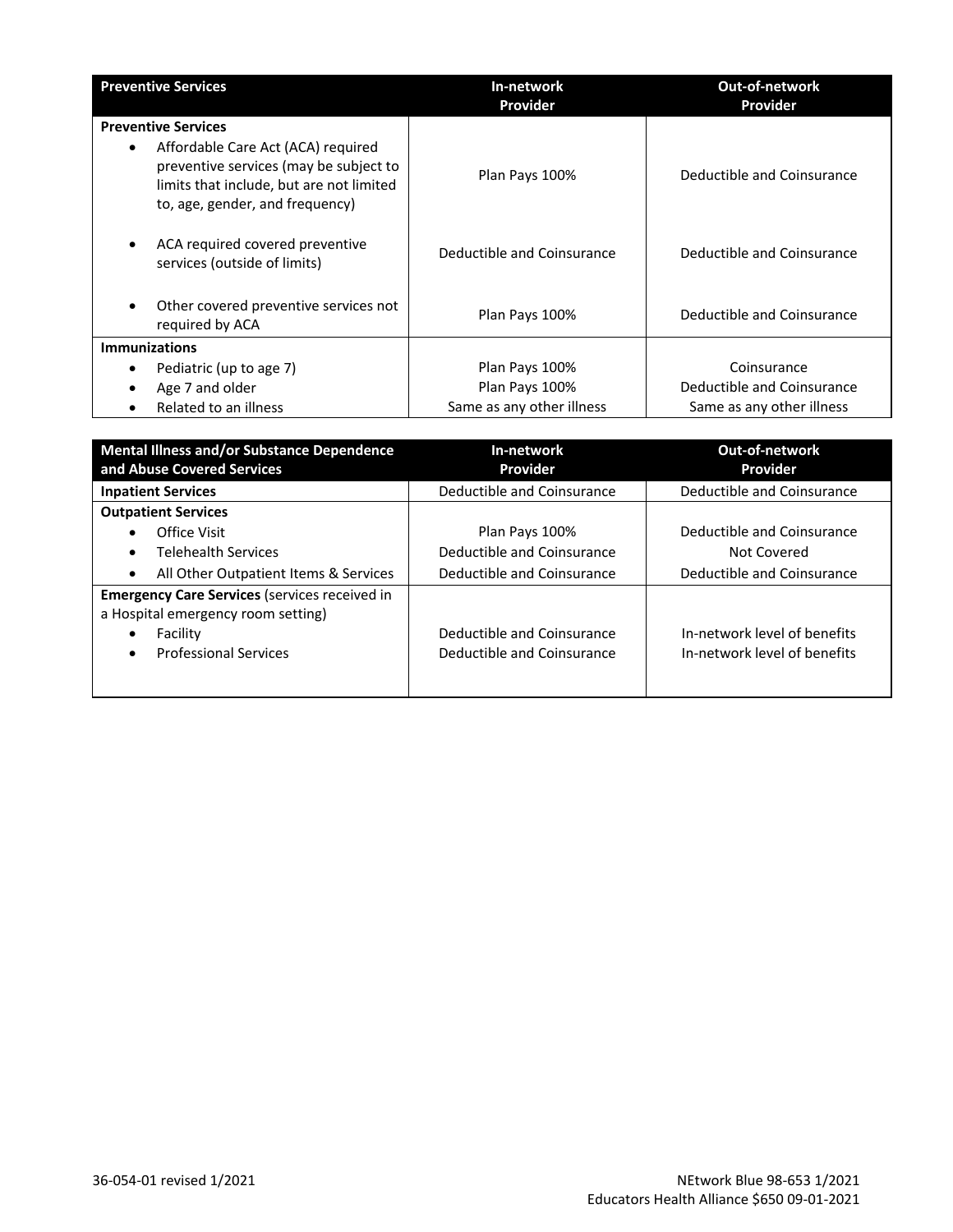| Preventive Services | In-network Provider | Out-of-network Provider |
|---|---|---|
| **Preventive Services** | | |
| • Affordable Care Act (ACA) required preventive services (may be subject to limits that include, but are not limited to, age, gender, and frequency) | Plan Pays 100% | Deductible and Coinsurance |
| • ACA required covered preventive services (outside of limits) | Deductible and Coinsurance | Deductible and Coinsurance |
| • Other covered preventive services not required by ACA | Plan Pays 100% | Deductible and Coinsurance |
| **Immunizations** | | |
| • Pediatric (up to age 7) | Plan Pays 100% | Coinsurance |
| • Age 7 and older | Plan Pays 100% | Deductible and Coinsurance |
| • Related to an illness | Same as any other illness | Same as any other illness |

| Mental Illness and/or Substance Dependence and Abuse Covered Services | In-network Provider | Out-of-network Provider |
|---|---|---|
| **Inpatient Services** | Deductible and Coinsurance | Deductible and Coinsurance |
| **Outpatient Services** | | |
| • Office Visit | Plan Pays 100% | Deductible and Coinsurance |
| • Telehealth Services | Deductible and Coinsurance | Not Covered |
| • All Other Outpatient Items & Services | Deductible and Coinsurance | Deductible and Coinsurance |
| **Emergency Care Services** (services received in a Hospital emergency room setting) | | |
| • Facility | Deductible and Coinsurance | In-network level of benefits |
| • Professional Services | Deductible and Coinsurance | In-network level of benefits |

36-054-01 revised 1/2021

NEtwork Blue 98-653 1/2021
Educators Health Alliance $650 09-01-2021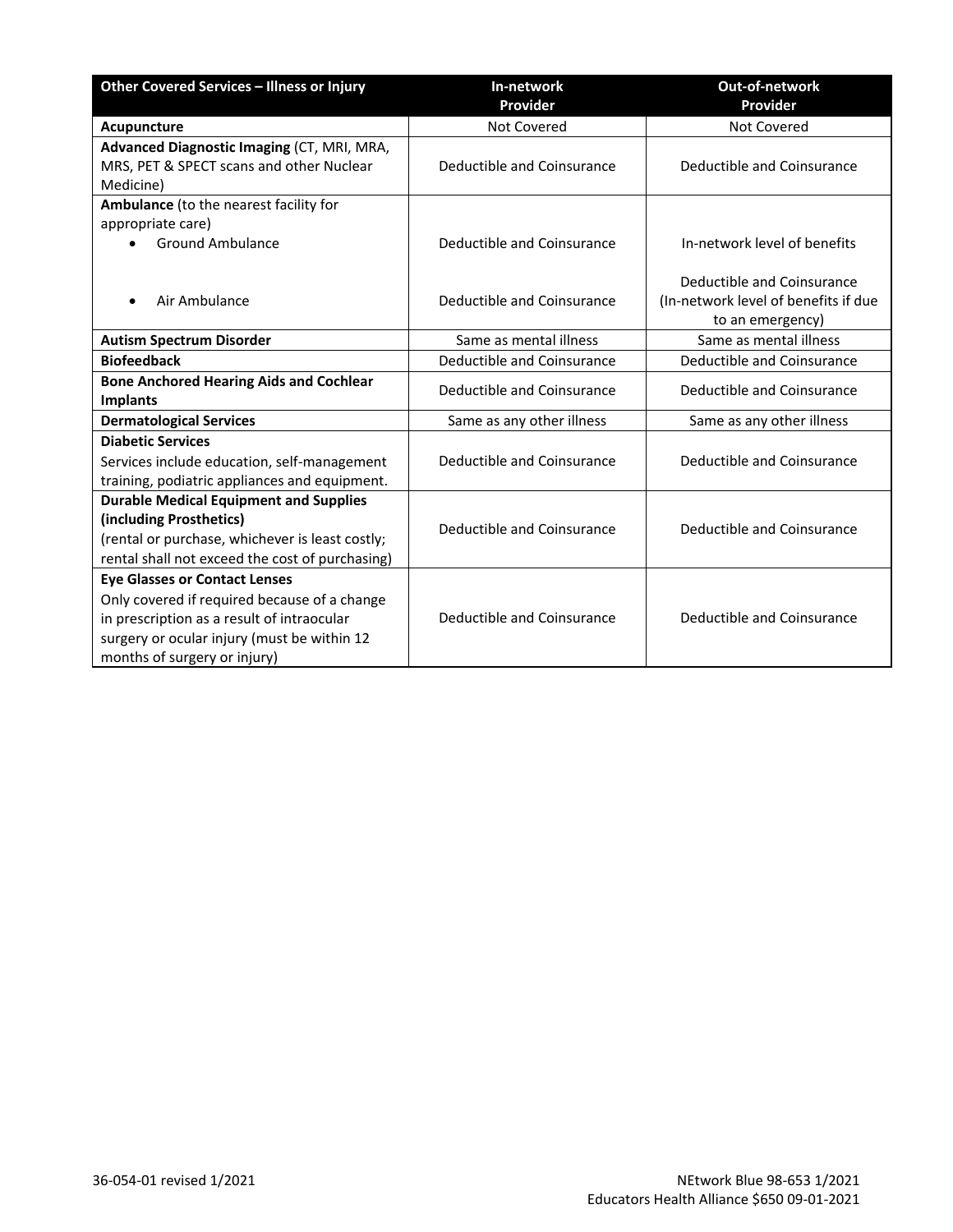| Other Covered Services – Illness or Injury | In-network Provider | Out-of-network Provider |
|---|---|---|
| **Acupuncture** | Not Covered | Not Covered |
| **Advanced Diagnostic Imaging** (CT, MRI, MRA, MRS, PET & SPECT scans and other Nuclear Medicine) | Deductible and Coinsurance | Deductible and Coinsurance |
| **Ambulance** (to the nearest facility for appropriate care) | | |
| • Ground Ambulance | Deductible and Coinsurance | In-network level of benefits |
| • Air Ambulance | Deductible and Coinsurance | Deductible and Coinsurance (In-network level of benefits if due to an emergency) |
| **Autism Spectrum Disorder** | Same as mental illness | Same as mental illness |
| **Biofeedback** | Deductible and Coinsurance | Deductible and Coinsurance |
| **Bone Anchored Hearing Aids and Cochlear Implants** | Deductible and Coinsurance | Deductible and Coinsurance |
| **Dermatological Services** | Same as any other illness | Same as any other illness |
| **Diabetic Services** Services include education, self-management training, podiatric appliances and equipment. | Deductible and Coinsurance | Deductible and Coinsurance |
| **Durable Medical Equipment and Supplies (including Prosthetics)** (rental or purchase, whichever is least costly; rental shall not exceed the cost of purchasing) | Deductible and Coinsurance | Deductible and Coinsurance |
| **Eye Glasses or Contact Lenses** Only covered if required because of a change in prescription as a result of intraocular surgery or ocular injury (must be within 12 months of surgery or injury) | Deductible and Coinsurance | Deductible and Coinsurance |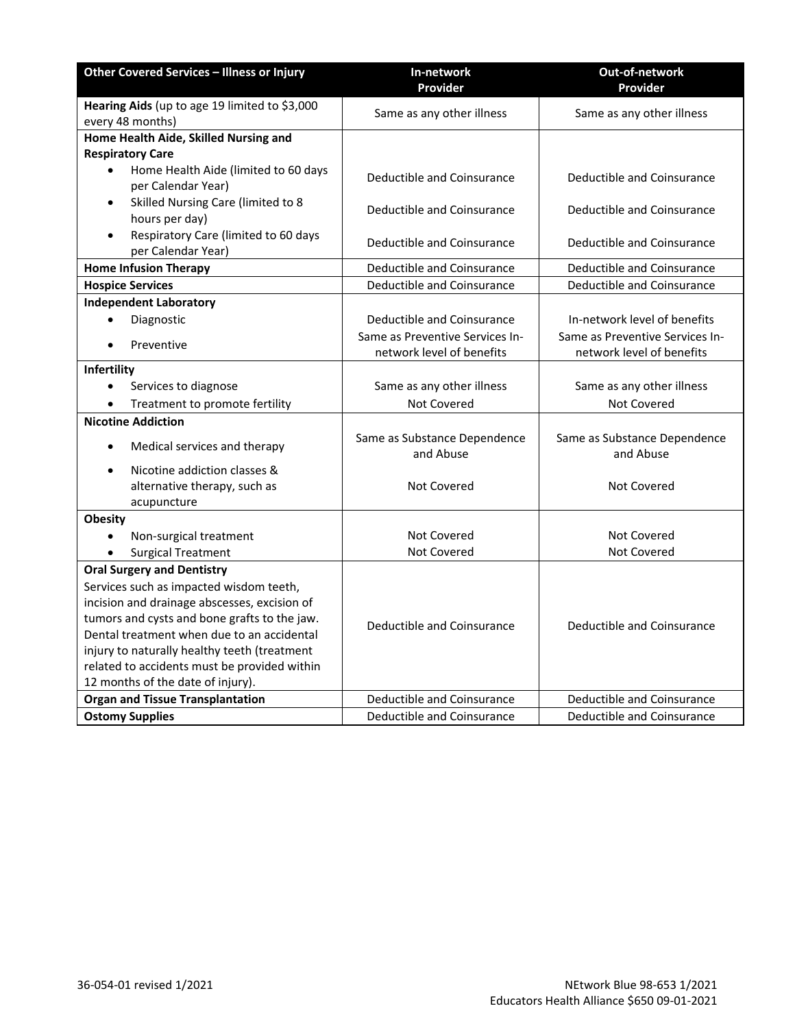| Other Covered Services – Illness or Injury | In-network Provider | Out-of-network Provider |
|---|---|---|
| **Hearing Aids** (up to age 19 limited to $3,000 every 48 months) | Same as any other illness | Same as any other illness |
| **Home Health Aide, Skilled Nursing and Respiratory Care** | | |
| • Home Health Aide (limited to 60 days per Calendar Year) | Deductible and Coinsurance | Deductible and Coinsurance |
| • Skilled Nursing Care (limited to 8 hours per day) | Deductible and Coinsurance | Deductible and Coinsurance |
| • Respiratory Care (limited to 60 days per Calendar Year) | Deductible and Coinsurance | Deductible and Coinsurance |
| **Home Infusion Therapy** | Deductible and Coinsurance | Deductible and Coinsurance |
| **Hospice Services** | Deductible and Coinsurance | Deductible and Coinsurance |
| **Independent Laboratory** | | |
| • Diagnostic | Deductible and Coinsurance | In-network level of benefits |
| • Preventive | Same as Preventive Services In-network level of benefits | Same as Preventive Services In-network level of benefits |
| **Infertility** | | |
| • Services to diagnose | Same as any other illness | Same as any other illness |
| • Treatment to promote fertility | Not Covered | Not Covered |
| **Nicotine Addiction** | | |
| • Medical services and therapy | Same as Substance Dependence and Abuse | Same as Substance Dependence and Abuse |
| • Nicotine addiction classes & alternative therapy, such as acupuncture | Not Covered | Not Covered |
| **Obesity** | | |
| • Non-surgical treatment | Not Covered | Not Covered |
| • Surgical Treatment | Not Covered | Not Covered |
| **Oral Surgery and Dentistry** Services such as impacted wisdom teeth, incision and drainage abscesses, excision of tumors and cysts and bone grafts to the jaw. Dental treatment when due to an accidental injury to naturally healthy teeth (treatment related to accidents must be provided within 12 months of the date of injury). | Deductible and Coinsurance | Deductible and Coinsurance |
| **Organ and Tissue Transplantation** | Deductible and Coinsurance | Deductible and Coinsurance |
| **Ostomy Supplies** | Deductible and Coinsurance | Deductible and Coinsurance |

36-054-01 revised 1/2021

NEtwork Blue 98-653 1/2021
Educators Health Alliance $650 09-01-2021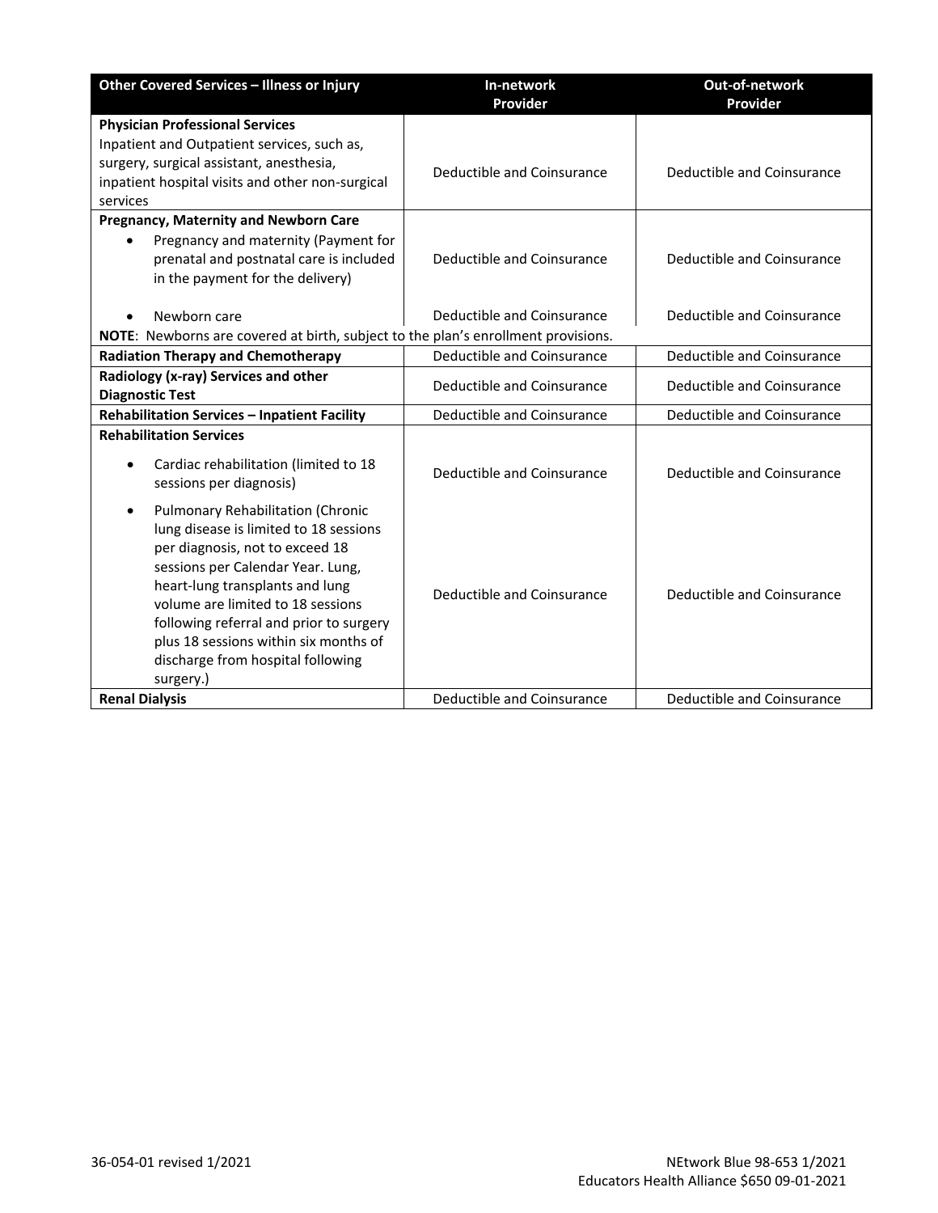| Other Covered Services – Illness or Injury | In-network Provider | Out-of-network Provider |
|---|---|---|
| **Physician Professional Services**<br>Inpatient and Outpatient services, such as, surgery, surgical assistant, anesthesia, inpatient hospital visits and other non-surgical services | Deductible and Coinsurance | Deductible and Coinsurance |
| **Pregnancy, Maternity and Newborn Care**<br>• Pregnancy and maternity (Payment for prenatal and postnatal care is included in the payment for the delivery) | Deductible and Coinsurance | Deductible and Coinsurance |
| • Newborn care | Deductible and Coinsurance | Deductible and Coinsurance |
| **NOTE**: Newborns are covered at birth, subject to the plan's enrollment provisions. | | |
| **Radiation Therapy and Chemotherapy** | Deductible and Coinsurance | Deductible and Coinsurance |
| **Radiology (x-ray) Services and other Diagnostic Test** | Deductible and Coinsurance | Deductible and Coinsurance |
| **Rehabilitation Services – Inpatient Facility** | Deductible and Coinsurance | Deductible and Coinsurance |
| **Rehabilitation Services**<br>• Cardiac rehabilitation (limited to 18 sessions per diagnosis) | Deductible and Coinsurance | Deductible and Coinsurance |
| • Pulmonary Rehabilitation (Chronic lung disease is limited to 18 sessions per diagnosis, not to exceed 18 sessions per Calendar Year. Lung, heart-lung transplants and lung volume are limited to 18 sessions following referral and prior to surgery plus 18 sessions within six months of discharge from hospital following surgery.) | Deductible and Coinsurance | Deductible and Coinsurance |
| **Renal Dialysis** | Deductible and Coinsurance | Deductible and Coinsurance |

36-054-01 revised 1/2021

NEtwork Blue 98-653 1/2021
Educators Health Alliance $650 09-01-2021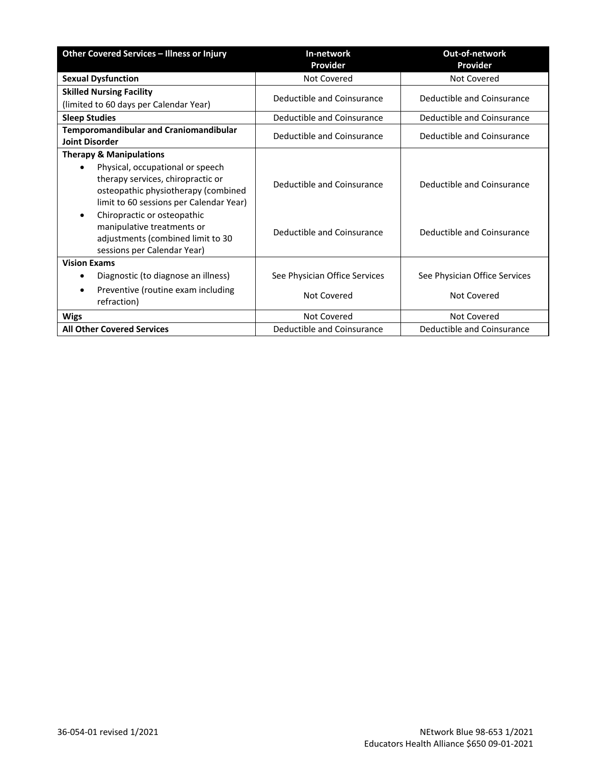| Other Covered Services – Illness or Injury | In-network Provider | Out-of-network Provider |
|---|---|---|
| **Sexual Dysfunction** | Not Covered | Not Covered |
| **Skilled Nursing Facility** (limited to 60 days per Calendar Year) | Deductible and Coinsurance | Deductible and Coinsurance |
| **Sleep Studies** | Deductible and Coinsurance | Deductible and Coinsurance |
| **Temporomandibular and Craniomandibular Joint Disorder** | Deductible and Coinsurance | Deductible and Coinsurance |
| **Therapy & Manipulations** | | |
| • Physical, occupational or speech therapy services, chiropractic or osteopathic physiotherapy (combined limit to 60 sessions per Calendar Year) | Deductible and Coinsurance | Deductible and Coinsurance |
| • Chiropractic or osteopathic manipulative treatments or adjustments (combined limit to 30 sessions per Calendar Year) | Deductible and Coinsurance | Deductible and Coinsurance |
| **Vision Exams** | | |
| • Diagnostic (to diagnose an illness) | See Physician Office Services | See Physician Office Services |
| • Preventive (routine exam including refraction) | Not Covered | Not Covered |
| **Wigs** | Not Covered | Not Covered |
| **All Other Covered Services** | Deductible and Coinsurance | Deductible and Coinsurance |

36-054-01 revised 1/2021

NEtwork Blue 98-653 1/2021
Educators Health Alliance $650 09-01-2021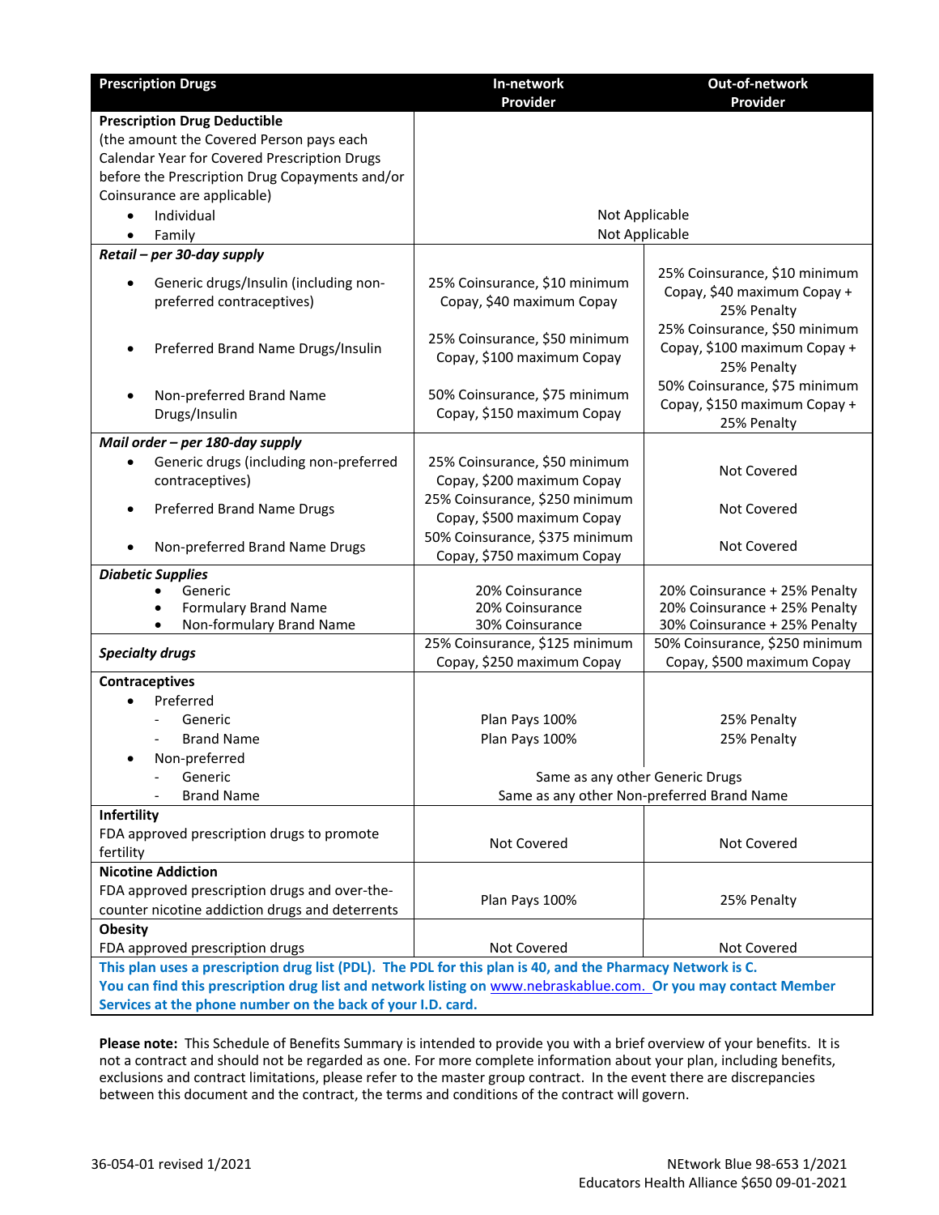| Prescription Drugs | In-network Provider | Out-of-network Provider |
|---|---|---|
| **Prescription Drug Deductible** (the amount the Covered Person pays each Calendar Year for Covered Prescription Drugs before the Prescription Drug Copayments and/or Coinsurance are applicable) | | |
| • Individual | Not Applicable | |
| • Family | Not Applicable | |
| ***Retail – per 30-day supply*** | | |
| • Generic drugs/Insulin (including non-preferred contraceptives) | 25% Coinsurance, $10 minimum Copay, $40 maximum Copay | 25% Coinsurance, $10 minimum Copay, $40 maximum Copay + 25% Penalty |
| • Preferred Brand Name Drugs/Insulin | 25% Coinsurance, $50 minimum Copay, $100 maximum Copay | 25% Coinsurance, $50 minimum Copay, $100 maximum Copay + 25% Penalty |
| • Non-preferred Brand Name Drugs/Insulin | 50% Coinsurance, $75 minimum Copay, $150 maximum Copay | 50% Coinsurance, $75 minimum Copay, $150 maximum Copay + 25% Penalty |
| ***Mail order – per 180-day supply*** | | |
| • Generic drugs (including non-preferred contraceptives) | 25% Coinsurance, $50 minimum Copay, $200 maximum Copay | Not Covered |
| • Preferred Brand Name Drugs | 25% Coinsurance, $250 minimum Copay, $500 maximum Copay | Not Covered |
| • Non-preferred Brand Name Drugs | 50% Coinsurance, $375 minimum Copay, $750 maximum Copay | Not Covered |
| ***Diabetic Supplies*** | | |
| • Generic | 20% Coinsurance | 20% Coinsurance + 25% Penalty |
| • Formulary Brand Name | 20% Coinsurance | 20% Coinsurance + 25% Penalty |
| • Non-formulary Brand Name | 30% Coinsurance | 30% Coinsurance + 25% Penalty |
| ***Specialty drugs*** | 25% Coinsurance, $125 minimum Copay, $250 maximum Copay | 50% Coinsurance, $250 minimum Copay, $500 maximum Copay |
| **Contraceptives** | | |
| • Preferred | | |
| - Generic | Plan Pays 100% | 25% Penalty |
| - Brand Name | Plan Pays 100% | 25% Penalty |
| • Non-preferred | | |
| - Generic | Same as any other Generic Drugs | |
| - Brand Name | Same as any other Non-preferred Brand Name | |
| **Infertility** FDA approved prescription drugs to promote fertility | Not Covered | Not Covered |
| **Nicotine Addiction** FDA approved prescription drugs and over-the-counter nicotine addiction drugs and deterrents | Plan Pays 100% | 25% Penalty |
| **Obesity** FDA approved prescription drugs | Not Covered | Not Covered |

**This plan uses a prescription drug list (PDL). The PDL for this plan is 40, and the Pharmacy Network is C. You can find this prescription drug list and network listing on www.nebraskablue.com. Or you may contact Member Services at the phone number on the back of your I.D. card.**

**Please note:** This Schedule of Benefits Summary is intended to provide you with a brief overview of your benefits. It is not a contract and should not be regarded as one. For more complete information about your plan, including benefits, exclusions and contract limitations, please refer to the master group contract. In the event there are discrepancies between this document and the contract, the terms and conditions of the contract will govern.

36-054-01 revised 1/2021

NEtwork Blue 98-653 1/2021
Educators Health Alliance $650 09-01-2021